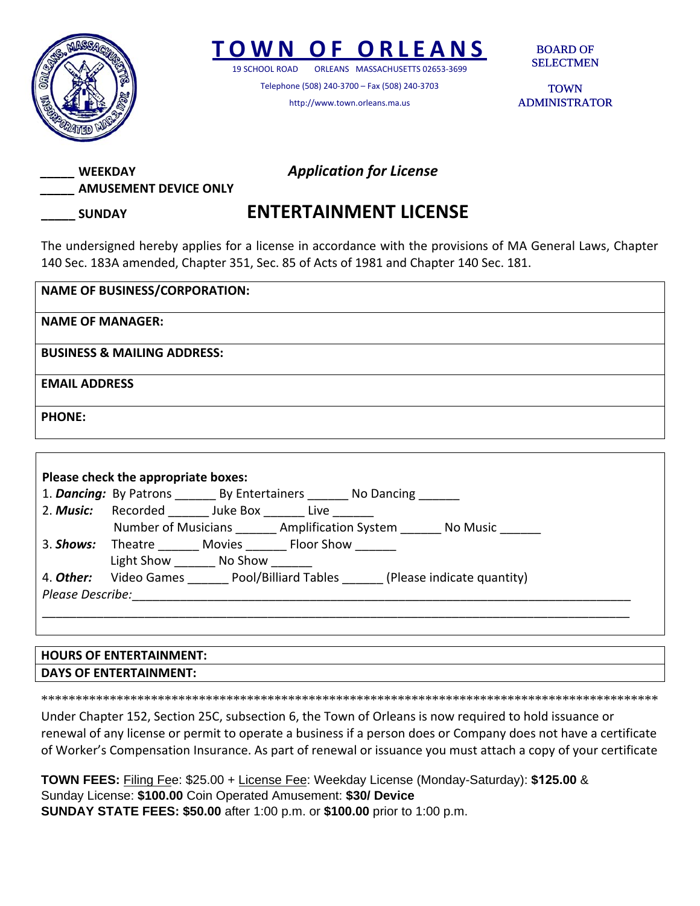# TOWN OF ORLEANS

19 SCHOOL ROAD ORLEANS MASSACHUSETTS 02653-3699

Telephone (508) 240-3700 – Fax (508) 240-3703

http://www.town.orleans.ma.us

BOARD OF SELECTMEN

TOWN ADMINISTRATOR

_____ **WEEKDAY**
_____ **AMUSEMENT DEVICE ONLY**
_____ **SUNDAY**

***Application for License***

## ENTERTAINMENT LICENSE

The undersigned hereby applies for a license in accordance with the provisions of MA General Laws, Chapter 140 Sec. 183A amended, Chapter 351, Sec. 85 of Acts of 1981 and Chapter 140 Sec. 181.

| |
|---|
| **NAME OF BUSINESS/CORPORATION:** |
| **NAME OF MANAGER:** |
| **BUSINESS & MAILING ADDRESS:** |
| **EMAIL ADDRESS** |
| **PHONE:** |

**Please check the appropriate boxes:**

1. ***Dancing:*** By Patrons ______ By Entertainers ______ No Dancing ______
2. ***Music:*** Recorded ______ Juke Box ______ Live ______
   Number of Musicians ______ Amplification System ______ No Music ______
3. ***Shows:*** Theatre ______ Movies ______ Floor Show ______
   Light Show ______ No Show ______
4. ***Other:*** Video Games ______ Pool/Billiard Tables ______ (Please indicate quantity)

*Please Describe:*_______________________________________________________________________

_______________________________________________________________________________________

| |
|---|
| **HOURS OF ENTERTAINMENT:** |
| **DAYS OF ENTERTAINMENT:** |

*****************************************************************************************

Under Chapter 152, Section 25C, subsection 6, the Town of Orleans is now required to hold issuance or renewal of any license or permit to operate a business if a person does or Company does not have a certificate of Worker's Compensation Insurance. As part of renewal or issuance you must attach a copy of your certificate

**TOWN FEES:** Filing Fee: $25.00 + License Fee: Weekday License (Monday-Saturday): **$125.00** & Sunday License: **$100.00** Coin Operated Amusement: **$30/ Device**
**SUNDAY STATE FEES: $50.00** after 1:00 p.m. or **$100.00** prior to 1:00 p.m.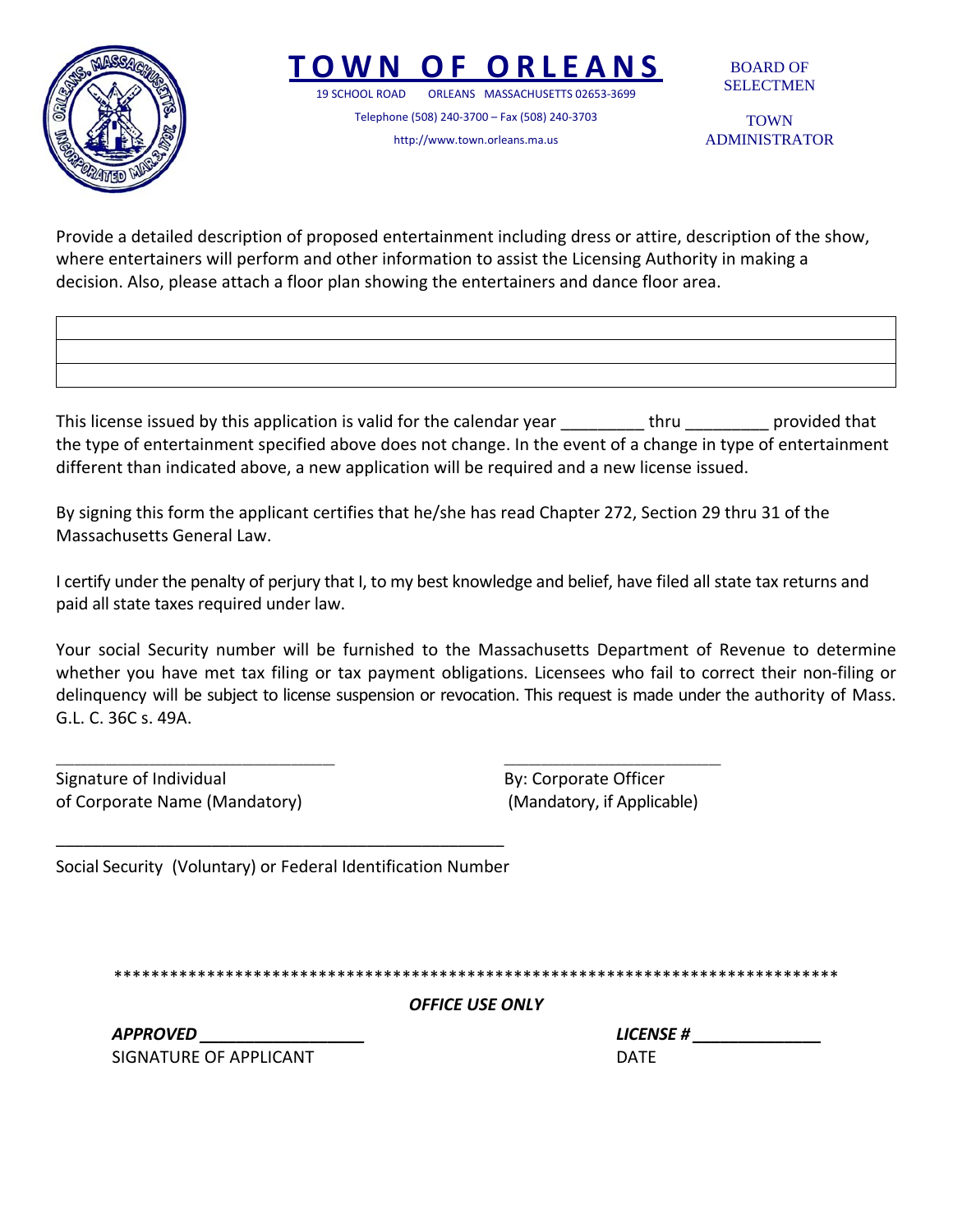# TOWN OF ORLEANS

19 SCHOOL ROAD ORLEANS MASSACHUSETTS 02653-3699

Telephone (508) 240-3700 – Fax (508) 240-3703

http://www.town.orleans.ma.us

BOARD OF SELECTMEN

TOWN ADMINISTRATOR

Provide a detailed description of proposed entertainment including dress or attire, description of the show, where entertainers will perform and other information to assist the Licensing Authority in making a decision. Also, please attach a floor plan showing the entertainers and dance floor area.

| |
|---|
| |
| |
| |

This license issued by this application is valid for the calendar year _________ thru _________ provided that the type of entertainment specified above does not change. In the event of a change in type of entertainment different than indicated above, a new application will be required and a new license issued.

By signing this form the applicant certifies that he/she has read Chapter 272, Section 29 thru 31 of the Massachusetts General Law.

I certify under the penalty of perjury that I, to my best knowledge and belief, have filed all state tax returns and paid all state taxes required under law.

Your social Security number will be furnished to the Massachusetts Department of Revenue to determine whether you have met tax filing or tax payment obligations. Licensees who fail to correct their non-filing or delinquency will be subject to license suspension or revocation. This request is made under the authority of Mass. G.L. C. 36C s. 49A.

_______________________________ Signature of Individual of Corporate Name (Mandatory)

_______________________________ By: Corporate Officer (Mandatory, if Applicable)

_______________________________________________

Social Security (Voluntary) or Federal Identification Number

*********************************************************************************

***OFFICE USE ONLY***

***APPROVED*** _________________
SIGNATURE OF APPLICANT

***LICENSE #*** ______________
DATE